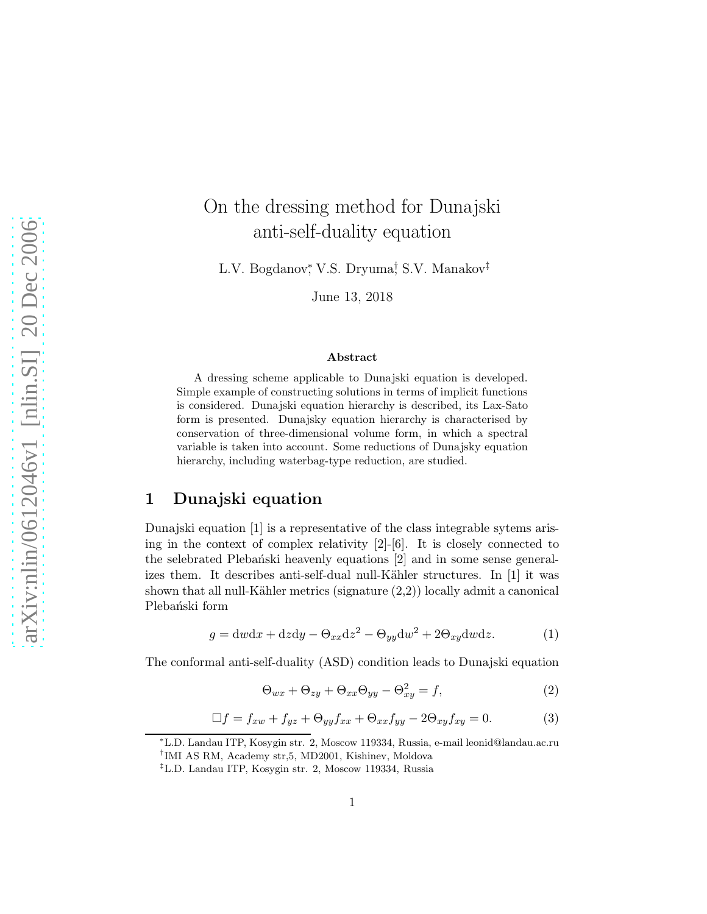# On the dressing method for Dunajski anti-self-duality equation

L.V. Bogdanov[*], V.S. Dryuma[†], S.V. Manakov[‡]

June 13, 2018

### Abstract

A dressing scheme applicable to Dunajski equation is developed. Simple example of constructing solutions in terms of implicit functions is considered. Dunajski equation hierarchy is described, its Lax-Sato form is presented. Dunajsky equation hierarchy is characterised by conservation of three-dimensional volume form, in which a spectral variable is taken into account. Some reductions of Dunajsky equation hierarchy, including waterbag-type reduction, are studied.

## 1 Dunajski equation

Dunajski equation [1] is a representative of the class integrable sytems arising in the context of complex relativity [2]-[6]. It is closely connected to the selebrated Plebański heavenly equations [2] and in some sense generalizes them. It describes anti-self-dual null-Kähler structures. In [1] it was shown that all null-Kähler metrics (signature (2,2)) locally admit a canonical Plebański form

$$g = \mathrm{d}w\mathrm{d}x + \mathrm{d}z\mathrm{d}y - \Theta_{xx}\mathrm{d}z^2 - \Theta_{yy}\mathrm{d}w^2 + 2\Theta_{xy}\mathrm{d}w\mathrm{d}z. \tag{1}$$

The conformal anti-self-duality (ASD) condition leads to Dunajski equation

$$\Theta_{wx} + \Theta_{zy} + \Theta_{xx}\Theta_{yy} - \Theta_{xy}^2 = f, \tag{2}$$

$$\Box f = f_{xw} + f_{yz} + \Theta_{yy}f_{xx} + \Theta_{xx}f_{yy} - 2\Theta_{xy}f_{xy} = 0. \tag{3}$$

---

[*] L.D. Landau ITP, Kosygin str. 2, Moscow 119334, Russia, e-mail leonid@landau.ac.ru

[†] IMI AS RM, Academy str,5, MD2001, Kishinev, Moldova

[‡] L.D. Landau ITP, Kosygin str. 2, Moscow 119334, Russia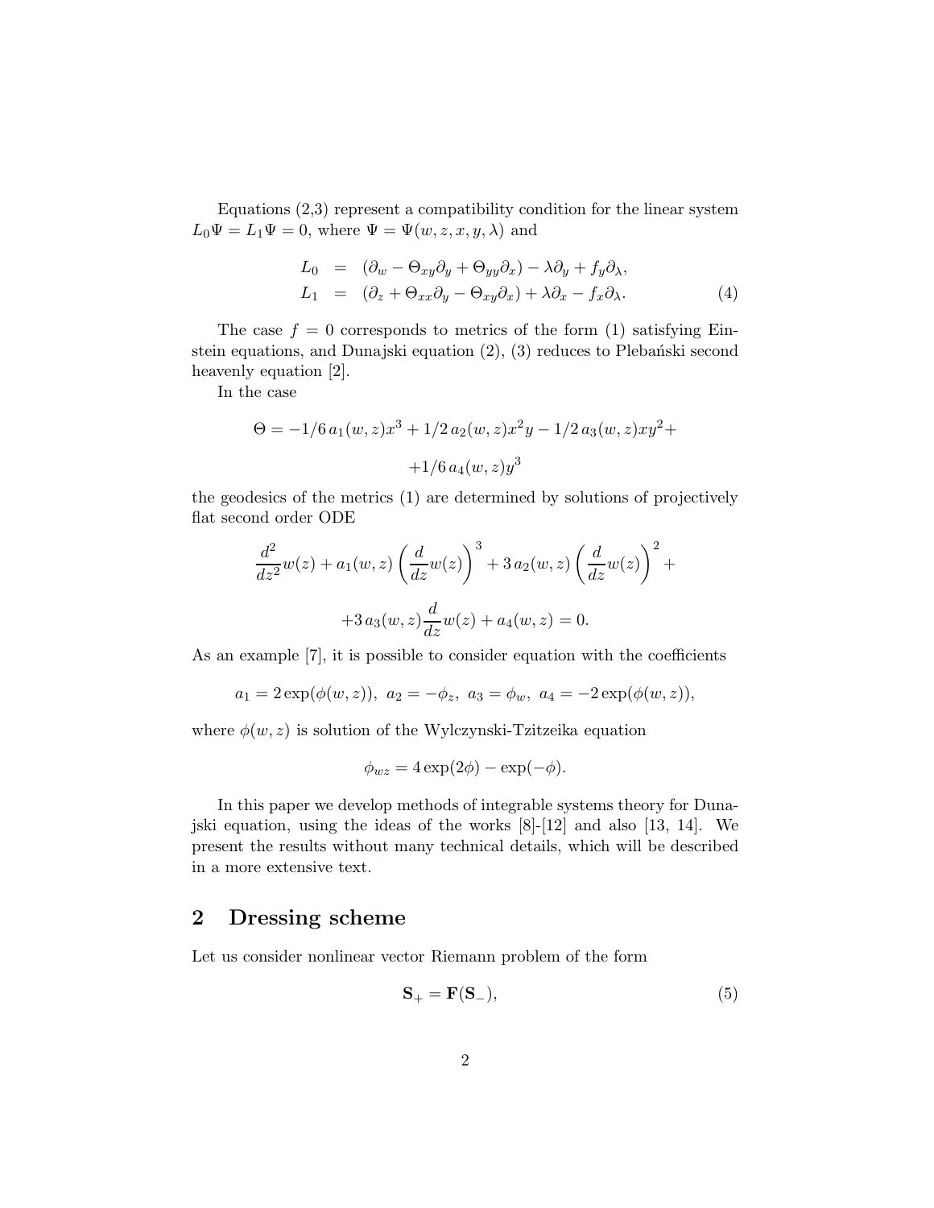Equations (2,3) represent a compatibility condition for the linear system $L_0\Psi = L_1\Psi = 0$, where $\Psi = \Psi(w, z, x, y, \lambda)$ and

$$
\begin{aligned}
L_0 &= (\partial_w - \Theta_{xy}\partial_y + \Theta_{yy}\partial_x) - \lambda\partial_y + f_y\partial_\lambda, \\
L_1 &= (\partial_z + \Theta_{xx}\partial_y - \Theta_{xy}\partial_x) + \lambda\partial_x - f_x\partial_\lambda.
\end{aligned}
\tag{4}
$$

The case $f = 0$ corresponds to metrics of the form (1) satisfying Einstein equations, and Dunajski equation (2), (3) reduces to Plebański second heavenly equation [2].

In the case

$$
\Theta = -1/6\, a_1(w,z)x^3 + 1/2\, a_2(w,z)x^2y - 1/2\, a_3(w,z)xy^2 + 
+1/6\, a_4(w,z)y^3
$$

the geodesics of the metrics (1) are determined by solutions of projectively flat second order ODE

$$
\frac{d^2}{dz^2}w(z) + a_1(w,z)\left(\frac{d}{dz}w(z)\right)^3 + 3\, a_2(w,z)\left(\frac{d}{dz}w(z)\right)^2 + 
+3\, a_3(w,z)\frac{d}{dz}w(z) + a_4(w,z) = 0.
$$

As an example [7], it is possible to consider equation with the coefficients

$$
a_1 = 2\exp(\phi(w,z)),\ a_2 = -\phi_z,\ a_3 = \phi_w,\ a_4 = -2\exp(\phi(w,z)),
$$

where $\phi(w,z)$ is solution of the Wylczynski-Tzitzeika equation

$$
\phi_{wz} = 4\exp(2\phi) - \exp(-\phi).
$$

In this paper we develop methods of integrable systems theory for Dunajski equation, using the ideas of the works [8]-[12] and also [13, 14]. We present the results without many technical details, which will be described in a more extensive text.

## 2 Dressing scheme

Let us consider nonlinear vector Riemann problem of the form

$$
\mathbf{S}_+ = \mathbf{F}(\mathbf{S}_-),
\tag{5}
$$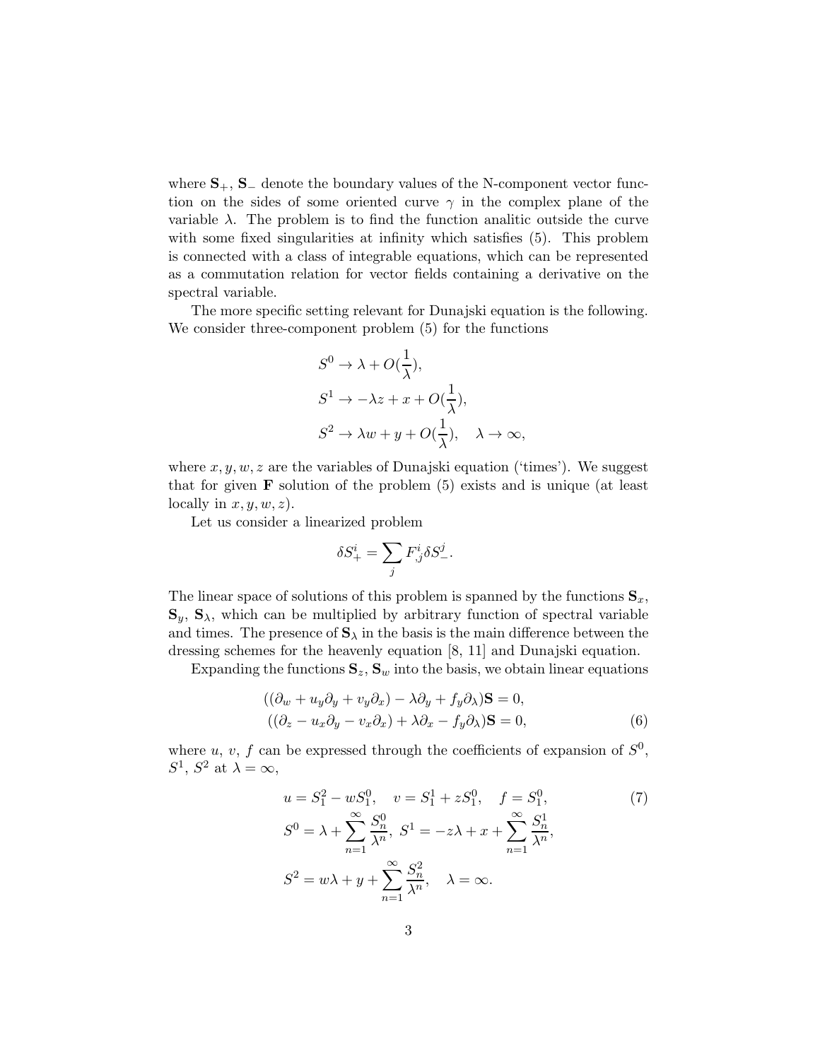where $\mathbf{S}_+$, $\mathbf{S}_-$ denote the boundary values of the N-component vector function on the sides of some oriented curve $\gamma$ in the complex plane of the variable $\lambda$. The problem is to find the function analitic outside the curve with some fixed singularities at infinity which satisfies (5). This problem is connected with a class of integrable equations, which can be represented as a commutation relation for vector fields containing a derivative on the spectral variable.

The more specific setting relevant for Dunajski equation is the following. We consider three-component problem (5) for the functions

$$
\begin{aligned}
&S^0 \to \lambda + O(\frac{1}{\lambda}),\\
&S^1 \to -\lambda z + x + O(\frac{1}{\lambda}),\\
&S^2 \to \lambda w + y + O(\frac{1}{\lambda}), \quad \lambda \to \infty,
\end{aligned}
$$

where $x, y, w, z$ are the variables of Dunajski equation ('times'). We suggest that for given $\mathbf{F}$ solution of the problem (5) exists and is unique (at least locally in $x, y, w, z$).

Let us consider a linearized problem

$$
\delta S^i_+ = \sum_j F^i_{,j} \delta S^j_-.
$$

The linear space of solutions of this problem is spanned by the functions $\mathbf{S}_x$, $\mathbf{S}_y$, $\mathbf{S}_\lambda$, which can be multiplied by arbitrary function of spectral variable and times. The presence of $\mathbf{S}_\lambda$ in the basis is the main difference between the dressing schemes for the heavenly equation [8, 11] and Dunajski equation.

Expanding the functions $\mathbf{S}_z$, $\mathbf{S}_w$ into the basis, we obtain linear equations

$$
\begin{aligned}
&((\partial_w + u_y \partial_y + v_y \partial_x) - \lambda \partial_y + f_y \partial_\lambda)\mathbf{S} = 0,\\
&((\partial_z - u_x \partial_y - v_x \partial_x) + \lambda \partial_x - f_y \partial_\lambda)\mathbf{S} = 0,
\end{aligned} \tag{6}
$$

where $u$, $v$, $f$ can be expressed through the coefficients of expansion of $S^0$, $S^1$, $S^2$ at $\lambda = \infty$,

$$
\begin{aligned}
&u = S^2_1 - w S^0_1, \quad v = S^1_1 + z S^0_1, \quad f = S^0_1, \\
&S^0 = \lambda + \sum_{n=1}^{\infty} \frac{S^0_n}{\lambda^n},\ S^1 = -z\lambda + x + \sum_{n=1}^{\infty} \frac{S^1_n}{\lambda^n},\\
&S^2 = w\lambda + y + \sum_{n=1}^{\infty} \frac{S^2_n}{\lambda^n}, \quad \lambda = \infty.
\end{aligned} \tag{7}
$$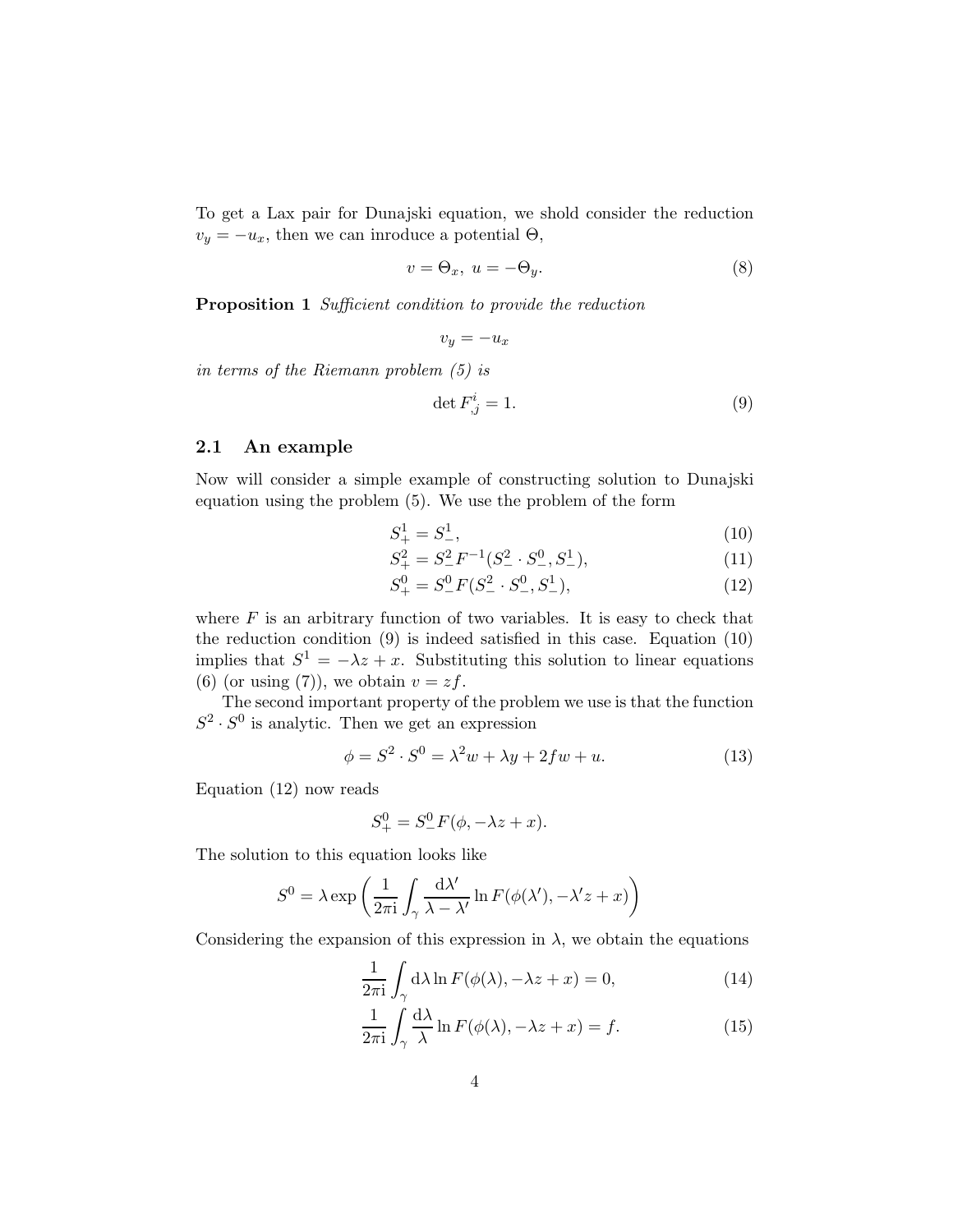To get a Lax pair for Dunajski equation, we shold consider the reduction $v_y = -u_x$, then we can inroduce a potential $\Theta$,

$$v = \Theta_x, \; u = -\Theta_y. \tag{8}$$

**Proposition 1** *Sufficient condition to provide the reduction*

$$v_y = -u_x$$

*in terms of the Riemann problem (5) is*

$$\det F^i_{,j} = 1. \tag{9}$$

### 2.1 An example

Now will consider a simple example of constructing solution to Dunajski equation using the problem (5). We use the problem of the form

$$S^1_+ = S^1_-, \tag{10}$$

$$S^2_+ = S^2_- F^{-1}(S^2_- \cdot S^0_-, S^1_-), \tag{11}$$

$$S^0_+ = S^0_- F(S^2_- \cdot S^0_-, S^1_-), \tag{12}$$

where $F$ is an arbitrary function of two variables. It is easy to check that the reduction condition (9) is indeed satisfied in this case. Equation (10) implies that $S^1 = -\lambda z + x$. Substituting this solution to linear equations (6) (or using (7)), we obtain $v = zf$.

The second important property of the problem we use is that the function $S^2 \cdot S^0$ is analytic. Then we get an expression

$$\phi = S^2 \cdot S^0 = \lambda^2 w + \lambda y + 2fw + u. \tag{13}$$

Equation (12) now reads

$$S^0_+ = S^0_- F(\phi, -\lambda z + x).$$

The solution to this equation looks like

$$S^0 = \lambda \exp\left(\frac{1}{2\pi \mathrm{i}} \int_\gamma \frac{\mathrm{d}\lambda'}{\lambda - \lambda'} \ln F(\phi(\lambda'), -\lambda' z + x)\right)$$

Considering the expansion of this expression in $\lambda$, we obtain the equations

$$\frac{1}{2\pi \mathrm{i}} \int_\gamma \mathrm{d}\lambda \ln F(\phi(\lambda), -\lambda z + x) = 0, \tag{14}$$

$$\frac{1}{2\pi \mathrm{i}} \int_\gamma \frac{\mathrm{d}\lambda}{\lambda} \ln F(\phi(\lambda), -\lambda z + x) = f. \tag{15}$$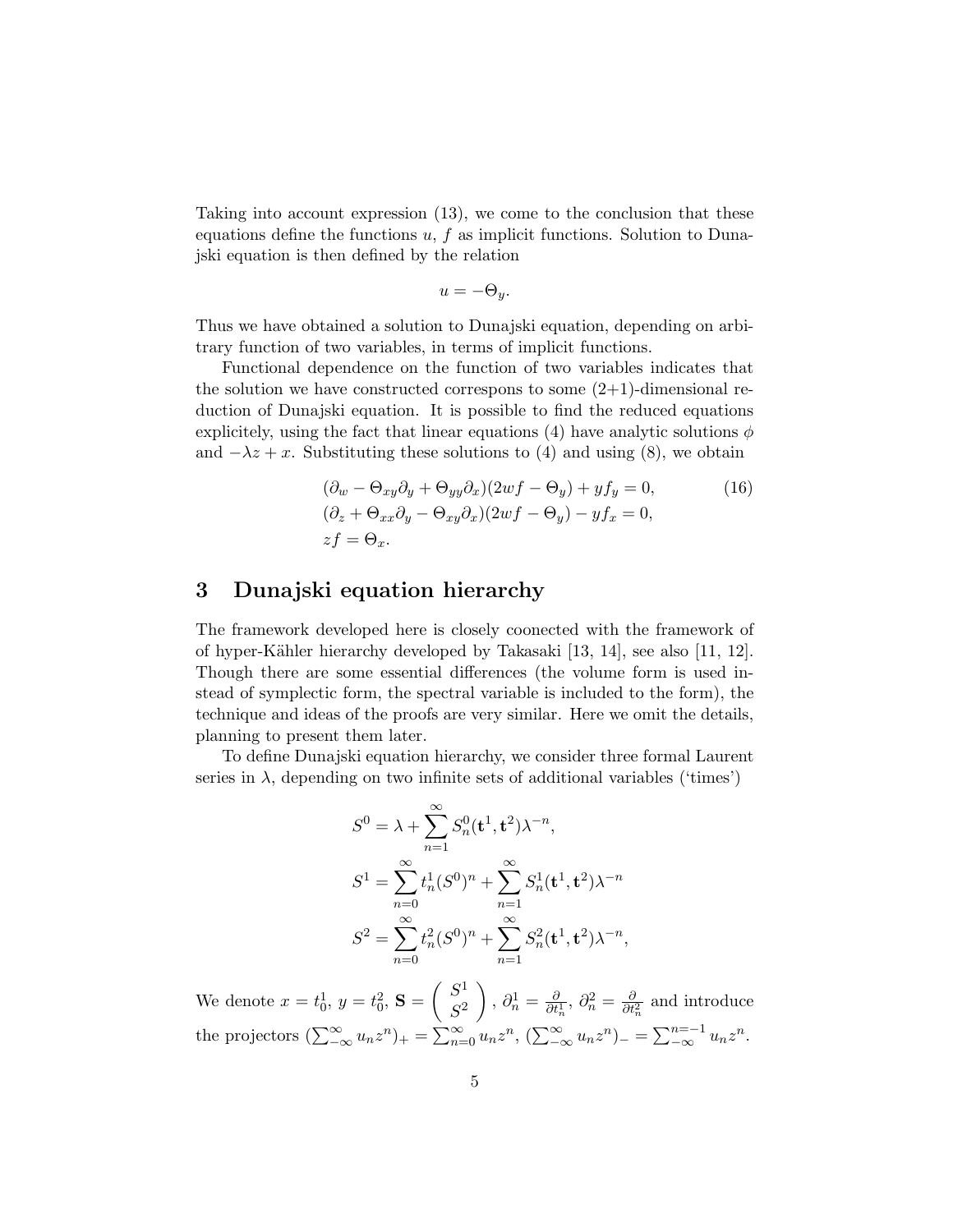Taking into account expression (13), we come to the conclusion that these equations define the functions $u$, $f$ as implicit functions. Solution to Dunajski equation is then defined by the relation

$$u = -\Theta_y.$$

Thus we have obtained a solution to Dunajski equation, depending on arbitrary function of two variables, in terms of implicit functions.

Functional dependence on the function of two variables indicates that the solution we have constructed correspons to some (2+1)-dimensional reduction of Dunajski equation. It is possible to find the reduced equations explicitely, using the fact that linear equations (4) have analytic solutions $\phi$ and $-\lambda z + x$. Substituting these solutions to (4) and using (8), we obtain

$$
\begin{aligned}
&(\partial_w - \Theta_{xy}\partial_y + \Theta_{yy}\partial_x)(2wf - \Theta_y) + yf_y = 0, \\
&(\partial_z + \Theta_{xx}\partial_y - \Theta_{xy}\partial_x)(2wf - \Theta_y) - yf_x = 0, \\
&zf = \Theta_x.
\end{aligned}
\tag{16}
$$

## 3 Dunajski equation hierarchy

The framework developed here is closely coonected with the framework of of hyper-Kähler hierarchy developed by Takasaki [13, 14], see also [11, 12]. Though there are some essential differences (the volume form is used instead of symplectic form, the spectral variable is included to the form), the technique and ideas of the proofs are very similar. Here we omit the details, planning to present them later.

To define Dunajski equation hierarchy, we consider three formal Laurent series in $\lambda$, depending on two infinite sets of additional variables ('times')

$$
\begin{aligned}
S^0 &= \lambda + \sum_{n=1}^{\infty} S^0_n(\mathbf{t}^1, \mathbf{t}^2)\lambda^{-n}, \\
S^1 &= \sum_{n=0}^{\infty} t^1_n (S^0)^n + \sum_{n=1}^{\infty} S^1_n(\mathbf{t}^1, \mathbf{t}^2)\lambda^{-n} \\
S^2 &= \sum_{n=0}^{\infty} t^2_n (S^0)^n + \sum_{n=1}^{\infty} S^2_n(\mathbf{t}^1, \mathbf{t}^2)\lambda^{-n},
\end{aligned}
$$

We denote $x = t^1_0$, $y = t^2_0$, $\mathbf{S} = \begin{pmatrix} S^1 \\ S^2 \end{pmatrix}$, $\partial^1_n = \frac{\partial}{\partial t^1_n}$, $\partial^2_n = \frac{\partial}{\partial t^2_n}$ and introduce the projectors $(\sum_{-\infty}^{\infty} u_n z^n)_+ = \sum_{0}^{\infty} u_n z^n$, $(\sum_{-\infty}^{\infty} u_n z^n)_- = \sum_{-\infty}^{n=-1} u_n z^n$.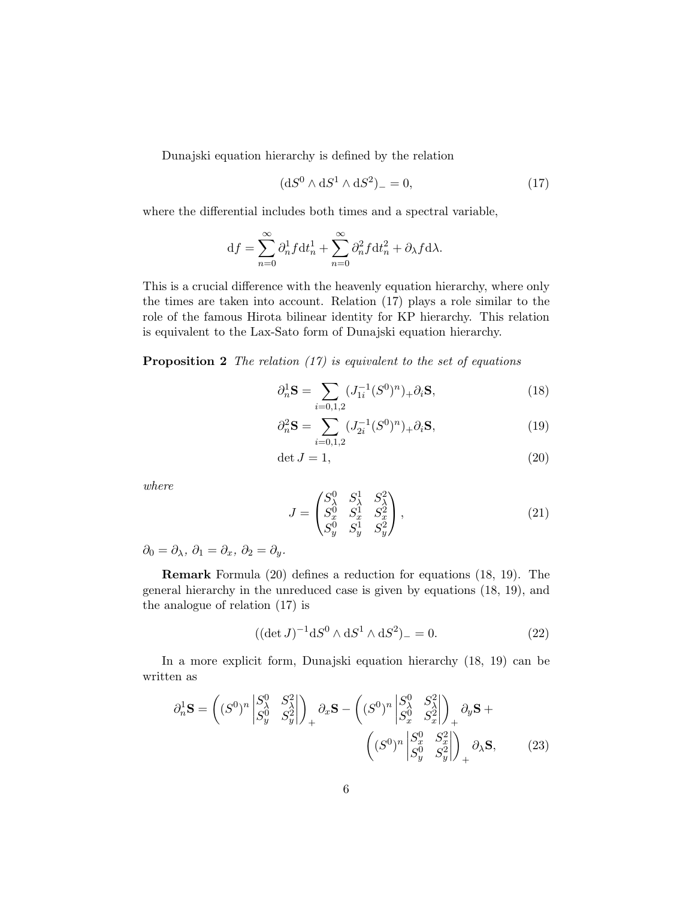Dunajski equation hierarchy is defined by the relation

$$(\mathrm{d}S^0 \wedge \mathrm{d}S^1 \wedge \mathrm{d}S^2)_- = 0, \tag{17}$$

where the differential includes both times and a spectral variable,

$$\mathrm{d}f = \sum_{n=0}^{\infty} \partial_n^1 f \mathrm{d}t_n^1 + \sum_{n=0}^{\infty} \partial_n^2 f \mathrm{d}t_n^2 + \partial_\lambda f \mathrm{d}\lambda.$$

This is a crucial difference with the heavenly equation hierarchy, where only the times are taken into account. Relation (17) plays a role similar to the role of the famous Hirota bilinear identity for KP hierarchy. This relation is equivalent to the Lax-Sato form of Dunajski equation hierarchy.

**Proposition 2** *The relation (17) is equivalent to the set of equations*

$$\partial_n^1 \mathbf{S} = \sum_{i=0,1,2} (J_{1i}^{-1}(S^0)^n)_+ \partial_i \mathbf{S}, \tag{18}$$

$$\partial_n^2 \mathbf{S} = \sum_{i=0,1,2} (J_{2i}^{-1}(S^0)^n)_+ \partial_i \mathbf{S}, \tag{19}$$

$$\det J = 1, \tag{20}$$

*where*

$$J = \begin{pmatrix} S_\lambda^0 & S_\lambda^1 & S_\lambda^2 \\ S_x^0 & S_x^1 & S_x^2 \\ S_y^0 & S_y^1 & S_y^2 \end{pmatrix}, \tag{21}$$

$\partial_0 = \partial_\lambda$, $\partial_1 = \partial_x$, $\partial_2 = \partial_y$.

**Remark** Formula (20) defines a reduction for equations (18, 19). The general hierarchy in the unreduced case is given by equations (18, 19), and the analogue of relation (17) is

$$((\det J)^{-1} \mathrm{d}S^0 \wedge \mathrm{d}S^1 \wedge \mathrm{d}S^2)_- = 0. \tag{22}$$

In a more explicit form, Dunajski equation hierarchy (18, 19) can be written as

$$\partial_n^1 \mathbf{S} = \left( (S^0)^n \begin{vmatrix} S_\lambda^0 & S_\lambda^2 \\ S_y^0 & S_y^2 \end{vmatrix} \right)_+ \partial_x \mathbf{S} - \left( (S^0)^n \begin{vmatrix} S_\lambda^0 & S_\lambda^2 \\ S_x^0 & S_x^2 \end{vmatrix} \right)_+ \partial_y \mathbf{S} + \left( (S^0)^n \begin{vmatrix} S_x^0 & S_x^2 \\ S_y^0 & S_y^2 \end{vmatrix} \right)_+ \partial_\lambda \mathbf{S}, \tag{23}$$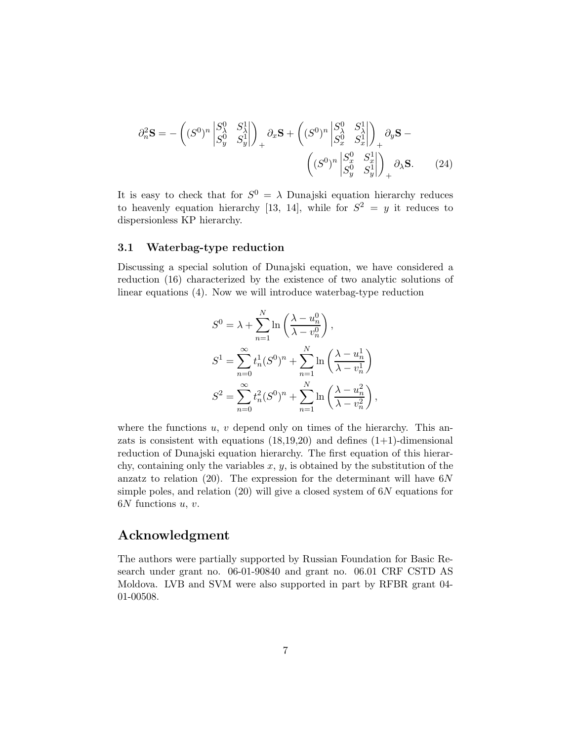$$\partial_n^2 \mathbf{S} = -\left( (S^0)^n \begin{vmatrix} S^0_\lambda & S^1_\lambda \\ S^0_y & S^1_y \end{vmatrix} \right)_+ \partial_x \mathbf{S} + \left( (S^0)^n \begin{vmatrix} S^0_\lambda & S^1_\lambda \\ S^0_x & S^1_x \end{vmatrix} \right)_+ \partial_y \mathbf{S} - \left( (S^0)^n \begin{vmatrix} S^0_x & S^1_x \\ S^0_y & S^1_y \end{vmatrix} \right)_+ \partial_\lambda \mathbf{S}. \qquad (24)$$

It is easy to check that for $S^0 = \lambda$ Dunajski equation hierarchy reduces to heavenly equation hierarchy [13, 14], while for $S^2 = y$ it reduces to dispersionless KP hierarchy.

### 3.1 Waterbag-type reduction

Discussing a special solution of Dunajski equation, we have considered a reduction (16) characterized by the existence of two analytic solutions of linear equations (4). Now we will introduce waterbag-type reduction

$$\begin{aligned}
S^0 &= \lambda + \sum_{n=1}^{N} \ln\left(\frac{\lambda - u^0_n}{\lambda - v^0_n}\right), \\
S^1 &= \sum_{n=0}^{\infty} t^1_n (S^0)^n + \sum_{n=1}^{N} \ln\left(\frac{\lambda - u^1_n}{\lambda - v^1_n}\right) \\
S^2 &= \sum_{n=0}^{\infty} t^2_n (S^0)^n + \sum_{n=1}^{N} \ln\left(\frac{\lambda - u^2_n}{\lambda - v^2_n}\right),
\end{aligned}$$

where the functions $u$, $v$ depend only on times of the hierarchy. This anzats is consistent with equations (18,19,20) and defines (1+1)-dimensional reduction of Dunajski equation hierarchy. The first equation of this hierarchy, containing only the variables $x$, $y$, is obtained by the substitution of the anzatz to relation (20). The expression for the determinant will have $6N$ simple poles, and relation (20) will give a closed system of $6N$ equations for $6N$ functions $u$, $v$.

## Acknowledgment

The authors were partially supported by Russian Foundation for Basic Research under grant no. 06-01-90840 and grant no. 06.01 CRF CSTD AS Moldova. LVB and SVM were also supported in part by RFBR grant 04-01-00508.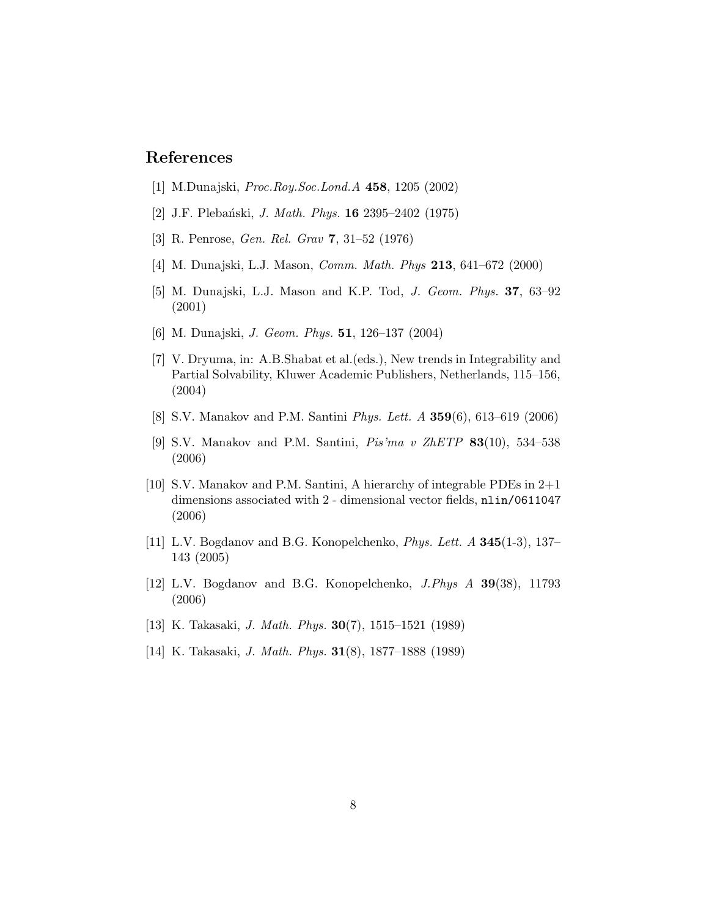## References

[1] M.Dunajski, *Proc.Roy.Soc.Lond.A* **458**, 1205 (2002)

[2] J.F. Plebański, *J. Math. Phys.* **16** 2395–2402 (1975)

[3] R. Penrose, *Gen. Rel. Grav* **7**, 31–52 (1976)

[4] M. Dunajski, L.J. Mason, *Comm. Math. Phys* **213**, 641–672 (2000)

[5] M. Dunajski, L.J. Mason and K.P. Tod, *J. Geom. Phys.* **37**, 63–92 (2001)

[6] M. Dunajski, *J. Geom. Phys.* **51**, 126–137 (2004)

[7] V. Dryuma, in: A.B.Shabat et al.(eds.), New trends in Integrability and Partial Solvability, Kluwer Academic Publishers, Netherlands, 115–156, (2004)

[8] S.V. Manakov and P.M. Santini *Phys. Lett. A* **359**(6), 613–619 (2006)

[9] S.V. Manakov and P.M. Santini, *Pis'ma v ZhETP* **83**(10), 534–538 (2006)

[10] S.V. Manakov and P.M. Santini, A hierarchy of integrable PDEs in 2+1 dimensions associated with 2 - dimensional vector fields, `nlin/0611047` (2006)

[11] L.V. Bogdanov and B.G. Konopelchenko, *Phys. Lett. A* **345**(1-3), 137–143 (2005)

[12] L.V. Bogdanov and B.G. Konopelchenko, *J.Phys A* **39**(38), 11793 (2006)

[13] K. Takasaki, *J. Math. Phys.* **30**(7), 1515–1521 (1989)

[14] K. Takasaki, *J. Math. Phys.* **31**(8), 1877–1888 (1989)